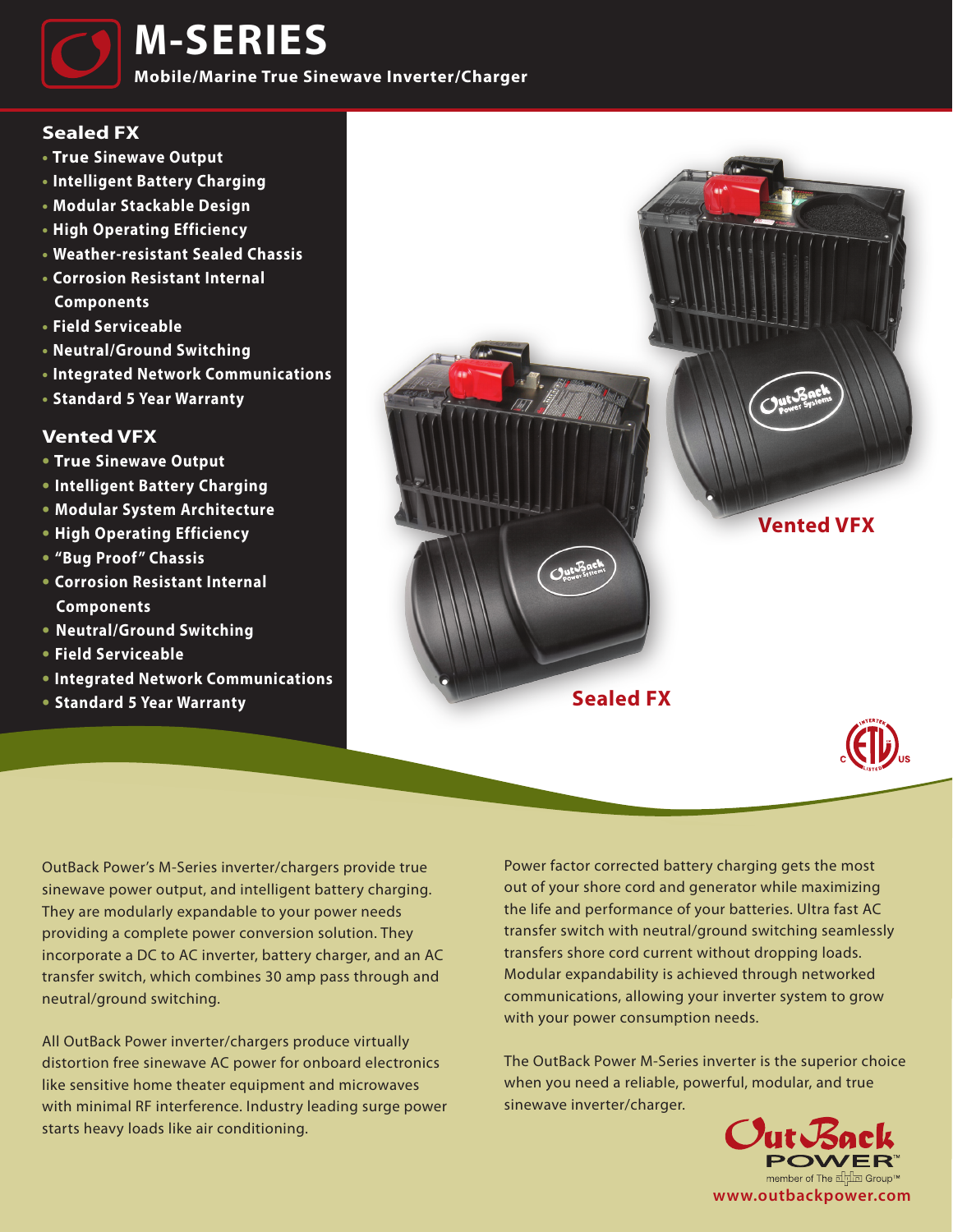# M-SERIES

**Mobile/Marine True Sinewave Inverter/Charger**

## Sealed FX

- True Sinewave Output
- Intelligent Battery Charging
- Modular Stackable Design
- High Operating Efficiency
- Weather-resistant Sealed Chassis
- Corrosion Resistant Internal Components
- Field Serviceable
- Neutral/Ground Switching
- Integrated Network Communications
- Standard 5 Year Warranty

## Vented VFX

- True Sinewave Output
- Intelligent Battery Charging
- Modular System Architecture
- High Operating Efficiency
- "Bug Proof" Chassis
- Corrosion Resistant Internal Components
- Neutral/Ground Switching
- Field Serviceable
- Integrated Network Communications
- Standard 5 Year Warranty

Vented VFX

Sealed FX

OutBack Power's M-Series inverter/chargers provide true sinewave power output, and intelligent battery charging. They are modularly expandable to your power needs providing a complete power conversion solution. They incorporate a DC to AC inverter, battery charger, and an AC transfer switch, which combines 30 amp pass through and neutral/ground switching.

All OutBack Power inverter/chargers produce virtually distortion free sinewave AC power for onboard electronics like sensitive home theater equipment and microwaves with minimal RF interference. Industry leading surge power starts heavy loads like air conditioning.

Power factor corrected battery charging gets the most out of your shore cord and generator while maximizing the life and performance of your batteries. Ultra fast AC transfer switch with neutral/ground switching seamlessly transfers shore cord current without dropping loads. Modular expandability is achieved through networked communications, allowing your inverter system to grow with your power consumption needs.

The OutBack Power M-Series inverter is the superior choice when you need a reliable, powerful, modular, and true sinewave inverter/charger.

OutBack POWER™
member of The Alpha Group™
www.outbackpower.com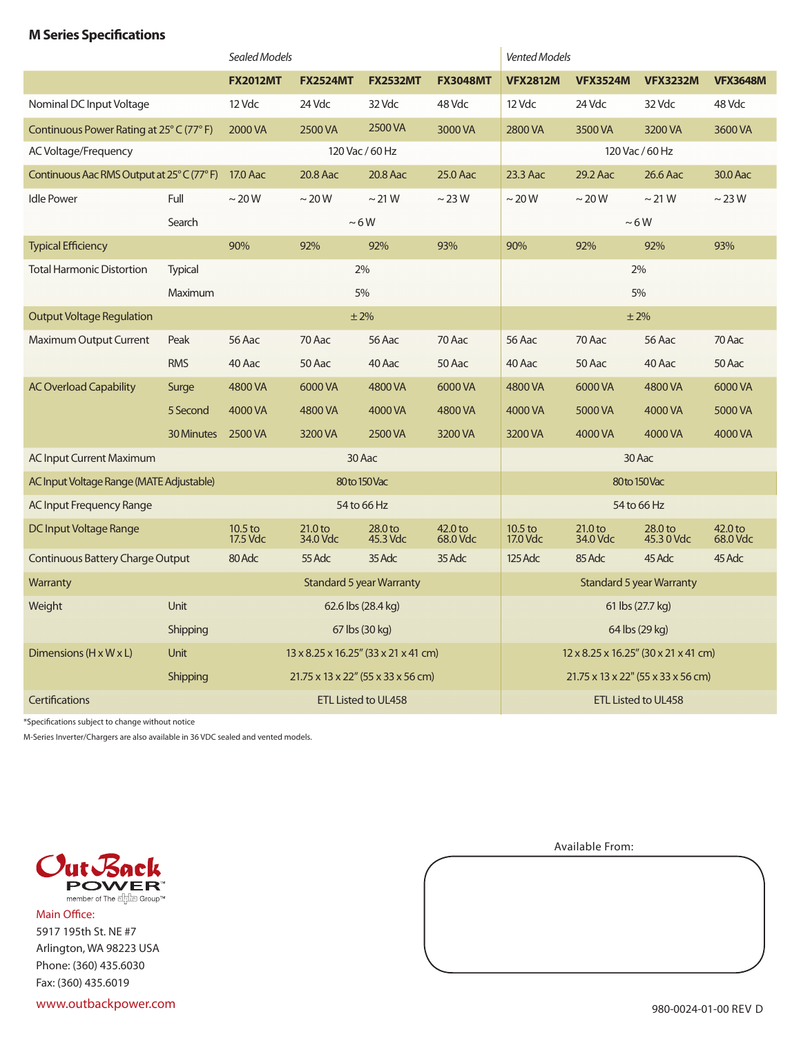## M Series Specifications

| | | *Sealed Models* | | | | *Vented Models* | | | |
|---|---|---|---|---|---|---|---|---|---|
| | | **FX2012MT** | **FX2524MT** | **FX2532MT** | **FX3048MT** | **VFX2812M** | **VFX3524M** | **VFX3232M** | **VFX3648M** |
| Nominal DC Input Voltage | | 12 Vdc | 24 Vdc | 32 Vdc | 48 Vdc | 12 Vdc | 24 Vdc | 32 Vdc | 48 Vdc |
| Continuous Power Rating at 25° C (77° F) | | 2000 VA | 2500 VA | 2500 VA | 3000 VA | 2800 VA | 3500 VA | 3200 VA | 3600 VA |
| AC Voltage/Frequency | | 120 Vac / 60 Hz | | | | 120 Vac / 60 Hz | | | |
| Continuous Aac RMS Output at 25° C (77° F) | | 17.0 Aac | 20.8 Aac | 20.8 Aac | 25.0 Aac | 23.3 Aac | 29.2 Aac | 26.6 Aac | 30.0 Aac |
| Idle Power | Full | ~ 20 W | ~ 20 W | ~ 21 W | ~ 23 W | ~ 20 W | ~ 20 W | ~ 21 W | ~ 23 W |
| | Search | ~ 6 W | | | | ~ 6 W | | | |
| Typical Efficiency | | 90% | 92% | 92% | 93% | 90% | 92% | 92% | 93% |
| Total Harmonic Distortion | Typical | 2% | | | | 2% | | | |
| | Maximum | 5% | | | | 5% | | | |
| Output Voltage Regulation | | ± 2% | | | | ± 2% | | | |
| Maximum Output Current | Peak | 56 Aac | 70 Aac | 56 Aac | 70 Aac | 56 Aac | 70 Aac | 56 Aac | 70 Aac |
| | RMS | 40 Aac | 50 Aac | 40 Aac | 50 Aac | 40 Aac | 50 Aac | 40 Aac | 50 Aac |
| AC Overload Capability | Surge | 4800 VA | 6000 VA | 4800 VA | 6000 VA | 4800 VA | 6000 VA | 4800 VA | 6000 VA |
| | 5 Second | 4000 VA | 4800 VA | 4000 VA | 4800 VA | 4000 VA | 5000 VA | 4000 VA | 5000 VA |
| | 30 Minutes | 2500 VA | 3200 VA | 2500 VA | 3200 VA | 3200 VA | 4000 VA | 4000 VA | 4000 VA |
| AC Input Current Maximum | | 30 Aac | | | | 30 Aac | | | |
| AC Input Voltage Range (MATE Adjustable) | | 80 to 150 Vac | | | | 80 to 150 Vac | | | |
| AC Input Frequency Range | | 54 to 66 Hz | | | | 54 to 66 Hz | | | |
| DC Input Voltage Range | | 10.5 to 17.5 Vdc | 21.0 to 34.0 Vdc | 28.0 to 45.3 Vdc | 42.0 to 68.0 Vdc | 10.5 to 17.0 Vdc | 21.0 to 34.0 Vdc | 28.0 to 45.3 0 Vdc | 42.0 to 68.0 Vdc |
| Continuous Battery Charge Output | | 80 Adc | 55 Adc | 35 Adc | 35 Adc | 125 Adc | 85 Adc | 45 Adc | 45 Adc |
| Warranty | | Standard 5 year Warranty | | | | Standard 5 year Warranty | | | |
| Weight | Unit | 62.6 lbs (28.4 kg) | | | | 61 lbs (27.7 kg) | | | |
| | Shipping | 67 lbs (30 kg) | | | | 64 lbs (29 kg) | | | |
| Dimensions (H x W x L) | Unit | 13 x 8.25 x 16.25" (33 x 21 x 41 cm) | | | | 12 x 8.25 x 16.25" (30 x 21 x 41 cm) | | | |
| | Shipping | 21.75 x 13 x 22" (55 x 33 x 56 cm) | | | | 21.75 x 13 x 22" (55 x 33 x 56 cm) | | | |
| Certifications | | ETL Listed to UL458 | | | | ETL Listed to UL458 | | | |

*Specifications subject to change without notice

M-Series Inverter/Chargers are also available in 36 VDC sealed and vented models.

OutBack POWER™
member of The alpha Group™

Main Office:
5917 195th St. NE #7
Arlington, WA 98223 USA
Phone: (360) 435.6030
Fax: (360) 435.6019

www.outbackpower.com

Available From:

980-0024-01-00 REV D